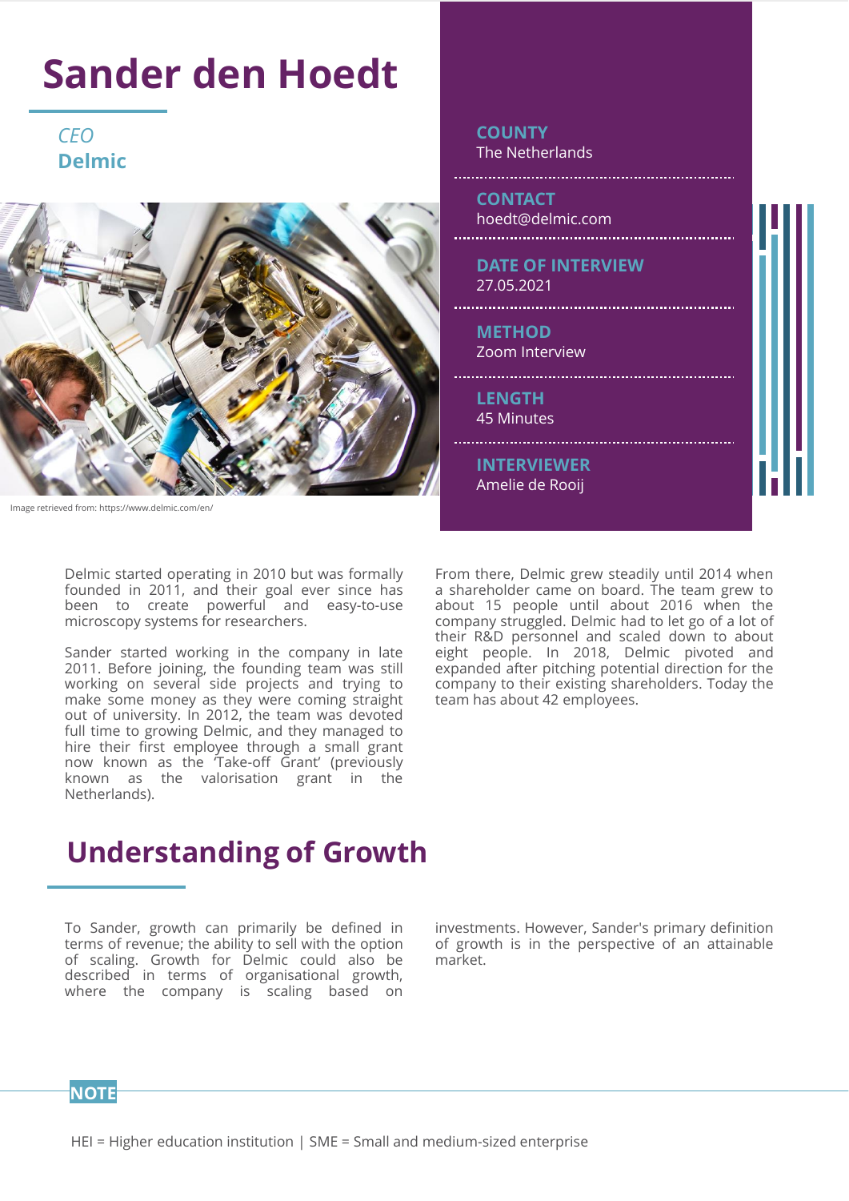# Sander den Hoedt

*CEO*
**Delmic**

Image retrieved from: https://www.delmic.com/en/

**COUNTY**
The Netherlands

**CONTACT**
hoedt@delmic.com

**DATE OF INTERVIEW**
27.05.2021

**METHOD**
Zoom Interview

**LENGTH**
45 Minutes

**INTERVIEWER**
Amelie de Rooij

Delmic started operating in 2010 but was formally founded in 2011, and their goal ever since has been to create powerful and easy-to-use microscopy systems for researchers.

Sander started working in the company in late 2011. Before joining, the founding team was still working on several side projects and trying to make some money as they were coming straight out of university. In 2012, the team was devoted full time to growing Delmic, and they managed to hire their first employee through a small grant now known as the 'Take-off Grant' (previously known as the valorisation grant in the Netherlands).

From there, Delmic grew steadily until 2014 when a shareholder came on board. The team grew to about 15 people until about 2016 when the company struggled. Delmic had to let go of a lot of their R&D personnel and scaled down to about eight people. In 2018, Delmic pivoted and expanded after pitching potential direction for the company to their existing shareholders. Today the team has about 42 employees.

## Understanding of Growth

To Sander, growth can primarily be defined in terms of revenue; the ability to sell with the option of scaling. Growth for Delmic could also be described in terms of organisational growth, where the company is scaling based on investments. However, Sander's primary definition of growth is in the perspective of an attainable market.

**NOTE**

HEI = Higher education institution | SME = Small and medium-sized enterprise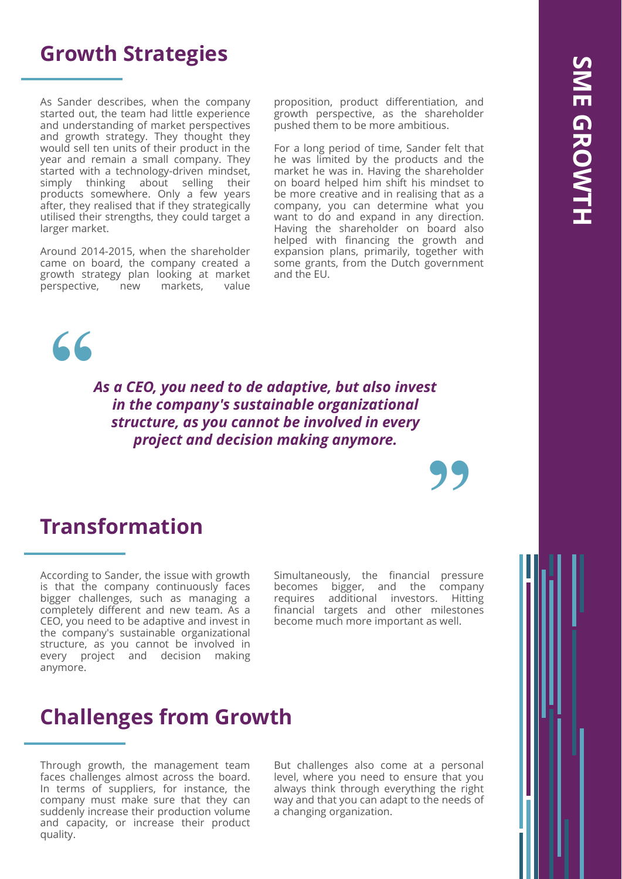## Growth Strategies

As Sander describes, when the company started out, the team had little experience and understanding of market perspectives and growth strategy. They thought they would sell ten units of their product in the year and remain a small company. They started with a technology-driven mindset, simply thinking about selling their products somewhere. Only a few years after, they realised that if they strategically utilised their strengths, they could target a larger market.

Around 2014-2015, when the shareholder came on board, the company created a growth strategy plan looking at market perspective, new markets, value proposition, product differentiation, and growth perspective, as the shareholder pushed them to be more ambitious.

For a long period of time, Sander felt that he was limited by the products and the market he was in. Having the shareholder on board helped him shift his mindset to be more creative and in realising that as a company, you can determine what you want to do and expand in any direction. Having the shareholder on board also helped with financing the growth and expansion plans, primarily, together with some grants, from the Dutch government and the EU.

> ***As a CEO, you need to de adaptive, but also invest in the company's sustainable organizational structure, as you cannot be involved in every project and decision making anymore.***

## Transformation

According to Sander, the issue with growth is that the company continuously faces bigger challenges, such as managing a completely different and new team. As a CEO, you need to be adaptive and invest in the company's sustainable organizational structure, as you cannot be involved in every project and decision making anymore.

Simultaneously, the financial pressure becomes bigger, and the company requires additional investors. Hitting financial targets and other milestones become much more important as well.

## Challenges from Growth

Through growth, the management team faces challenges almost across the board. In terms of suppliers, for instance, the company must make sure that they can suddenly increase their production volume and capacity, or increase their product quality.

But challenges also come at a personal level, where you need to ensure that you always think through everything the right way and that you can adapt to the needs of a changing organization.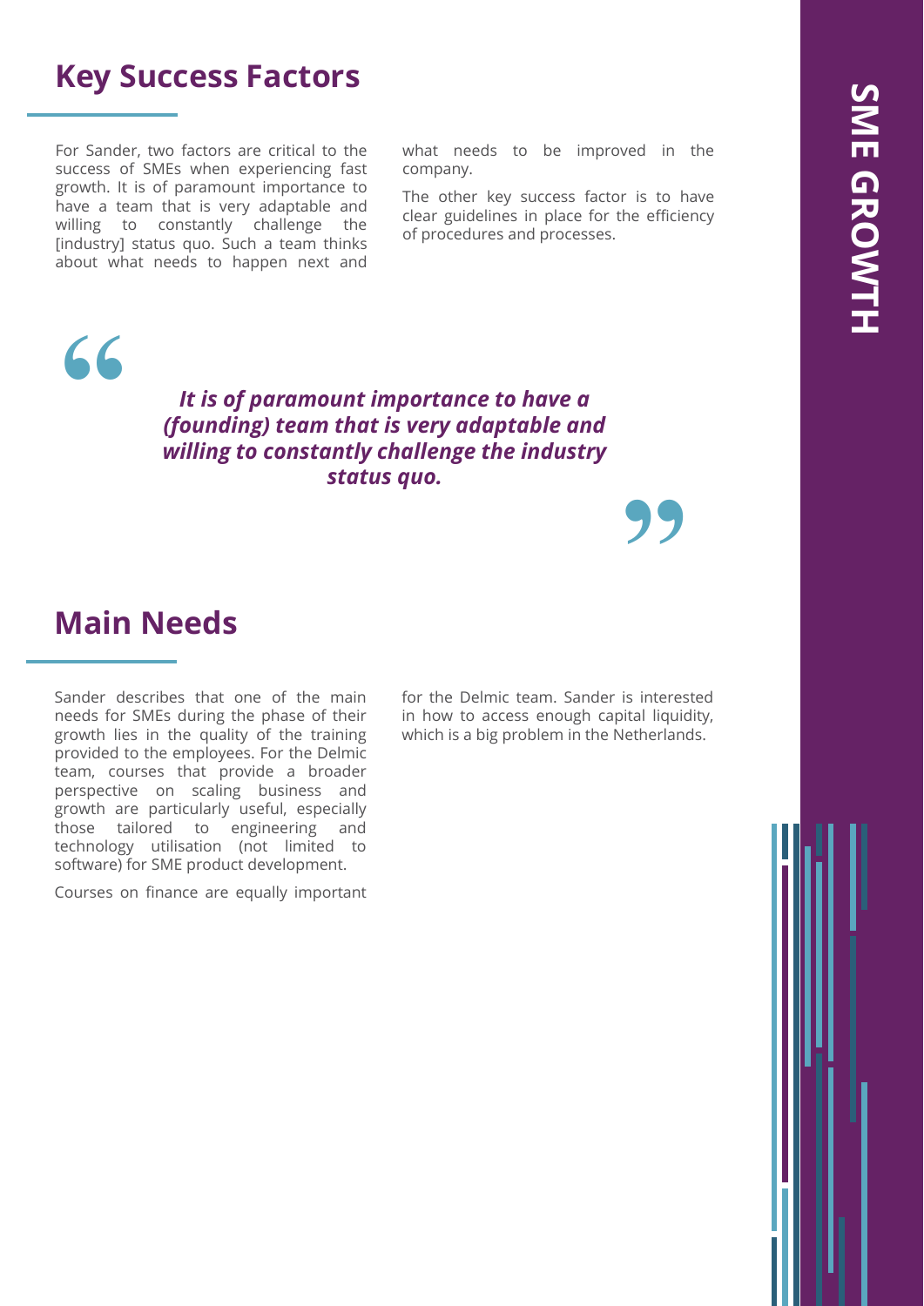## Key Success Factors

For Sander, two factors are critical to the success of SMEs when experiencing fast growth. It is of paramount importance to have a team that is very adaptable and willing to constantly challenge the [industry] status quo. Such a team thinks about what needs to happen next and what needs to be improved in the company.

The other key success factor is to have clear guidelines in place for the efficiency of procedures and processes.

> ***It is of paramount importance to have a (founding) team that is very adaptable and willing to constantly challenge the industry status quo.***

## Main Needs

Sander describes that one of the main needs for SMEs during the phase of their growth lies in the quality of the training provided to the employees. For the Delmic team, courses that provide a broader perspective on scaling business and growth are particularly useful, especially those tailored to engineering and technology utilisation (not limited to software) for SME product development.

Courses on finance are equally important for the Delmic team. Sander is interested in how to access enough capital liquidity, which is a big problem in the Netherlands.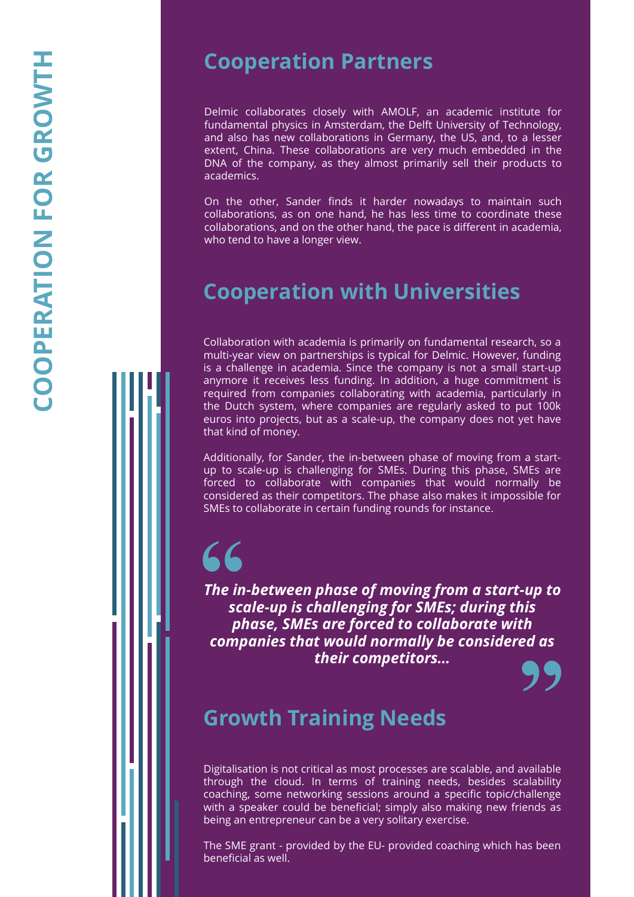## Cooperation Partners

Delmic collaborates closely with AMOLF, an academic institute for fundamental physics in Amsterdam, the Delft University of Technology, and also has new collaborations in Germany, the US, and, to a lesser extent, China. These collaborations are very much embedded in the DNA of the company, as they almost primarily sell their products to academics.

On the other, Sander finds it harder nowadays to maintain such collaborations, as on one hand, he has less time to coordinate these collaborations, and on the other hand, the pace is different in academia, who tend to have a longer view.

## Cooperation with Universities

Collaboration with academia is primarily on fundamental research, so a multi-year view on partnerships is typical for Delmic. However, funding is a challenge in academia. Since the company is not a small start-up anymore it receives less funding. In addition, a huge commitment is required from companies collaborating with academia, particularly in the Dutch system, where companies are regularly asked to put 100k euros into projects, but as a scale-up, the company does not yet have that kind of money.

Additionally, for Sander, the in-between phase of moving from a start-up to scale-up is challenging for SMEs. During this phase, SMEs are forced to collaborate with companies that would normally be considered as their competitors. The phase also makes it impossible for SMEs to collaborate in certain funding rounds for instance.

> ***The in-between phase of moving from a start-up to scale-up is challenging for SMEs; during this phase, SMEs are forced to collaborate with companies that would normally be considered as their competitors...***

## Growth Training Needs

Digitalisation is not critical as most processes are scalable, and available through the cloud. In terms of training needs, besides scalability coaching, some networking sessions around a specific topic/challenge with a speaker could be beneficial; simply also making new friends as being an entrepreneur can be a very solitary exercise.

The SME grant - provided by the EU- provided coaching which has been beneficial as well.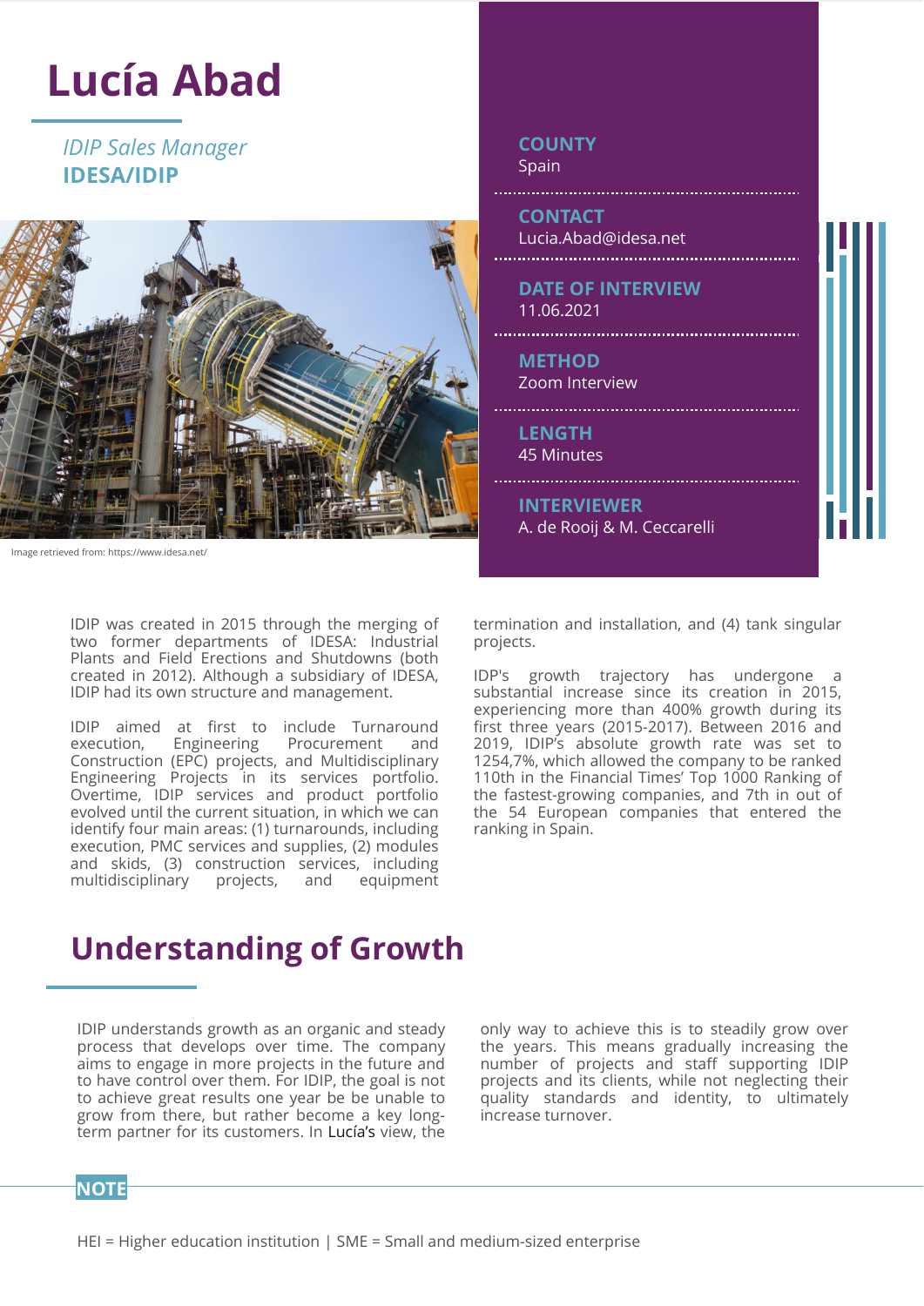# Lucía Abad

*IDIP Sales Manager*
**IDESA/IDIP**

Image retrieved from: https://www.idesa.net/

**COUNTY**
Spain

**CONTACT**
Lucia.Abad@idesa.net

**DATE OF INTERVIEW**
11.06.2021

**METHOD**
Zoom Interview

**LENGTH**
45 Minutes

**INTERVIEWER**
A. de Rooij & M. Ceccarelli

IDIP was created in 2015 through the merging of two former departments of IDESA: Industrial Plants and Field Erections and Shutdowns (both created in 2012). Although a subsidiary of IDESA, IDIP had its own structure and management.

IDIP aimed at first to include Turnaround execution, Engineering Procurement and Construction (EPC) projects, and Multidisciplinary Engineering Projects in its services portfolio. Overtime, IDIP services and product portfolio evolved until the current situation, in which we can identify four main areas: (1) turnarounds, including execution, PMC services and supplies, (2) modules and skids, (3) construction services, including multidisciplinary projects, and equipment termination and installation, and (4) tank singular projects.

IDP's growth trajectory has undergone a substantial increase since its creation in 2015, experiencing more than 400% growth during its first three years (2015-2017). Between 2016 and 2019, IDIP's absolute growth rate was set to 1254,7%, which allowed the company to be ranked 110th in the Financial Times' Top 1000 Ranking of the fastest-growing companies, and 7th in out of the 54 European companies that entered the ranking in Spain.

## Understanding of Growth

IDIP understands growth as an organic and steady process that develops over time. The company aims to engage in more projects in the future and to have control over them. For IDIP, the goal is not to achieve great results one year be be unable to grow from there, but rather become a key long-term partner for its customers. In Lucía's view, the only way to achieve this is to steadily grow over the years. This means gradually increasing the number of projects and staff supporting IDIP projects and its clients, while not neglecting their quality standards and identity, to ultimately increase turnover.

**NOTE**

HEI = Higher education institution | SME = Small and medium-sized enterprise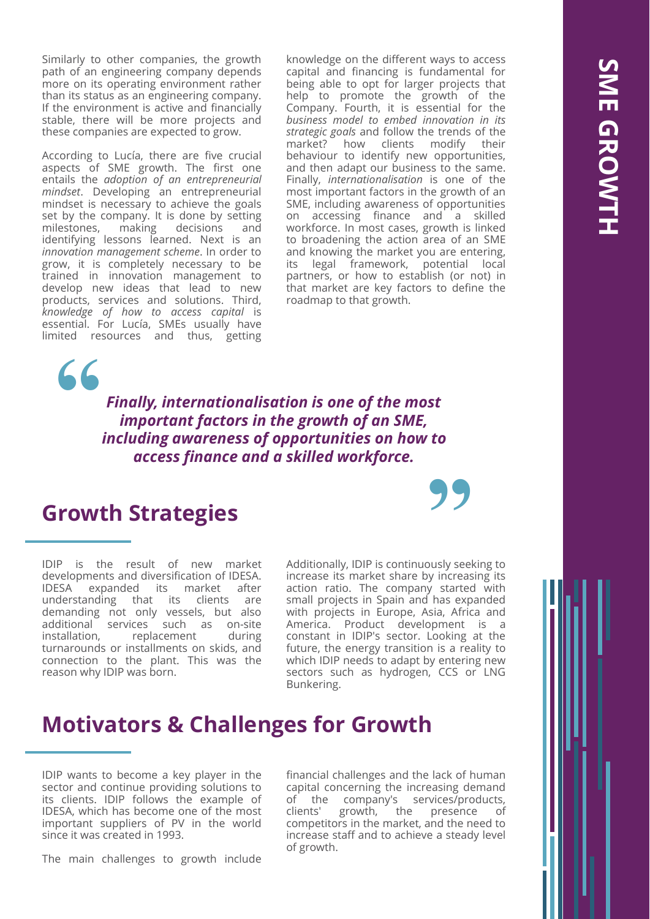Similarly to other companies, the growth path of an engineering company depends more on its operating environment rather than its status as an engineering company. If the environment is active and financially stable, there will be more projects and these companies are expected to grow.

According to Lucía, there are five crucial aspects of SME growth. The first one entails the *adoption of an entrepreneurial mindset*. Developing an entrepreneurial mindset is necessary to achieve the goals set by the company. It is done by setting milestones, making decisions and identifying lessons learned. Next is an *innovation management scheme*. In order to grow, it is completely necessary to be trained in innovation management to develop new ideas that lead to new products, services and solutions. Third, *knowledge of how to access capital* is essential. For Lucía, SMEs usually have limited resources and thus, getting knowledge on the different ways to access capital and financing is fundamental for being able to opt for larger projects that help to promote the growth of the Company. Fourth, it is essential for the *business model to embed innovation in its strategic goals* and follow the trends of the market? how clients modify their behaviour to identify new opportunities, and then adapt our business to the same. Finally, *internationalisation* is one of the most important factors in the growth of an SME, including awareness of opportunities on accessing finance and a skilled workforce. In most cases, growth is linked to broadening the action area of an SME and knowing the market you are entering, its legal framework, potential local partners, or how to establish (or not) in that market are key factors to define the roadmap to that growth.

> ***Finally, internationalisation is one of the most important factors in the growth of an SME, including awareness of opportunities on how to access finance and a skilled workforce.***

## Growth Strategies

IDIP is the result of new market developments and diversification of IDESA. IDESA expanded its market after understanding that its clients are demanding not only vessels, but also additional services such as on-site installation, replacement during turnarounds or installments on skids, and connection to the plant. This was the reason why IDIP was born.

Additionally, IDIP is continuously seeking to increase its market share by increasing its action ratio. The company started with small projects in Spain and has expanded with projects in Europe, Asia, Africa and America. Product development is a constant in IDIP's sector. Looking at the future, the energy transition is a reality to which IDIP needs to adapt by entering new sectors such as hydrogen, CCS or LNG Bunkering.

## Motivators & Challenges for Growth

IDIP wants to become a key player in the sector and continue providing solutions to its clients. IDIP follows the example of IDESA, which has become one of the most important suppliers of PV in the world since it was created in 1993.

The main challenges to growth include financial challenges and the lack of human capital concerning the increasing demand of the company's services/products, clients' growth, the presence of competitors in the market, and the need to increase staff and to achieve a steady level of growth.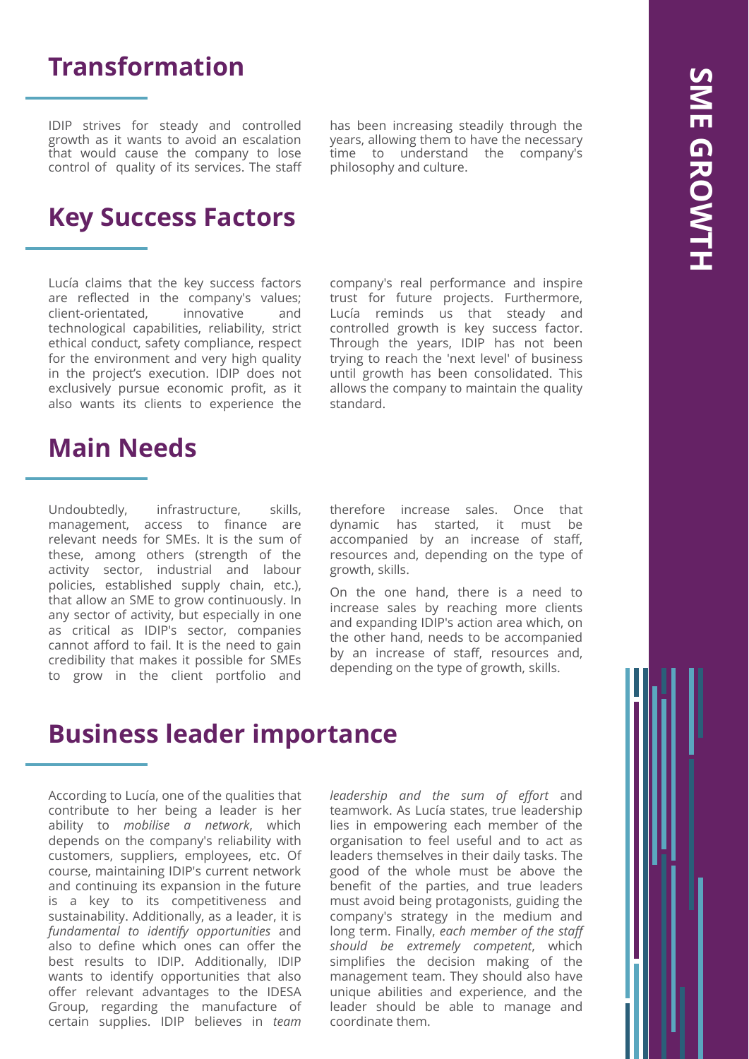## Transformation

IDIP strives for steady and controlled growth as it wants to avoid an escalation that would cause the company to lose control of quality of its services. The staff has been increasing steadily through the years, allowing them to have the necessary time to understand the company's philosophy and culture.

## Key Success Factors

Lucía claims that the key success factors are reflected in the company's values; client-orientated, innovative and technological capabilities, reliability, strict ethical conduct, safety compliance, respect for the environment and very high quality in the project's execution. IDIP does not exclusively pursue economic profit, as it also wants its clients to experience the company's real performance and inspire trust for future projects. Furthermore, Lucía reminds us that steady and controlled growth is key success factor. Through the years, IDIP has not been trying to reach the 'next level' of business until growth has been consolidated. This allows the company to maintain the quality standard.

## Main Needs

Undoubtedly, infrastructure, skills, management, access to finance are relevant needs for SMEs. It is the sum of these, among others (strength of the activity sector, industrial and labour policies, established supply chain, etc.), that allow an SME to grow continuously. In any sector of activity, but especially in one as critical as IDIP's sector, companies cannot afford to fail. It is the need to gain credibility that makes it possible for SMEs to grow in the client portfolio and therefore increase sales. Once that dynamic has started, it must be accompanied by an increase of staff, resources and, depending on the type of growth, skills.

On the one hand, there is a need to increase sales by reaching more clients and expanding IDIP's action area which, on the other hand, needs to be accompanied by an increase of staff, resources and, depending on the type of growth, skills.

## Business leader importance

According to Lucía, one of the qualities that contribute to her being a leader is her ability to *mobilise a network*, which depends on the company's reliability with customers, suppliers, employees, etc. Of course, maintaining IDIP's current network and continuing its expansion in the future is a key to its competitiveness and sustainability. Additionally, as a leader, it is *fundamental to identify opportunities* and also to define which ones can offer the best results to IDIP. Additionally, IDIP wants to identify opportunities that also offer relevant advantages to the IDESA Group, regarding the manufacture of certain supplies. IDIP believes in *team leadership and the sum of effort* and teamwork. As Lucía states, true leadership lies in empowering each member of the organisation to feel useful and to act as leaders themselves in their daily tasks. The good of the whole must be above the benefit of the parties, and true leaders must avoid being protagonists, guiding the company's strategy in the medium and long term. Finally, *each member of the staff should be extremely competent*, which simplifies the decision making of the management team. They should also have unique abilities and experience, and the leader should be able to manage and coordinate them.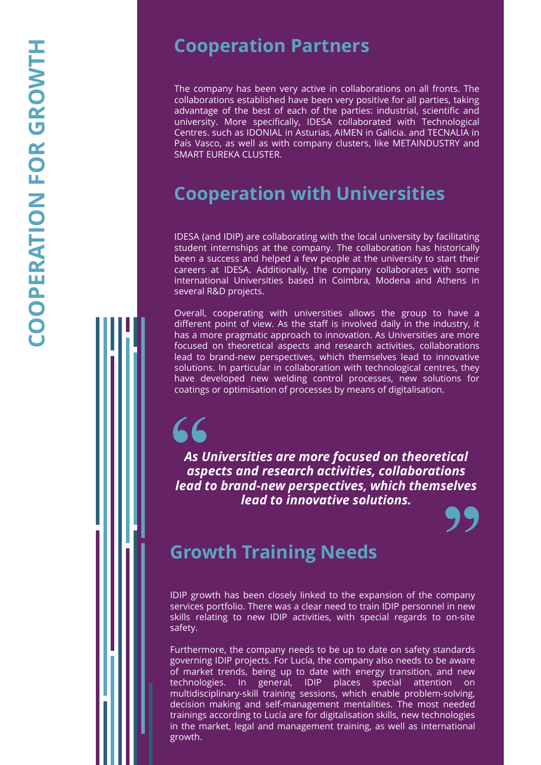## Cooperation Partners

The company has been very active in collaborations on all fronts. The collaborations established have been very positive for all parties, taking advantage of the best of each of the parties: industrial, scientific and university. More specifically, IDESA collaborated with Technological Centres. such as IDONIAL in Asturias, AIMEN in Galicia. and TECNALIA in País Vasco, as well as with company clusters, like METAINDUSTRY and SMART EUREKA CLUSTER.

## Cooperation with Universities

IDESA (and IDIP) are collaborating with the local university by facilitating student internships at the company. The collaboration has historically been a success and helped a few people at the university to start their careers at IDESA. Additionally, the company collaborates with some international Universities based in Coimbra, Modena and Athens in several R&D projects.

Overall, cooperating with universities allows the group to have a different point of view. As the staff is involved daily in the industry, it has a more pragmatic approach to innovation. As Universities are more focused on theoretical aspects and research activities, collaborations lead to brand-new perspectives, which themselves lead to innovative solutions. In particular in collaboration with technological centres, they have developed new welding control processes, new solutions for coatings or optimisation of processes by means of digitalisation.

> ***As Universities are more focused on theoretical aspects and research activities, collaborations lead to brand-new perspectives, which themselves lead to innovative solutions.***

## Growth Training Needs

IDIP growth has been closely linked to the expansion of the company services portfolio. There was a clear need to train IDIP personnel in new skills relating to new IDIP activities, with special regards to on-site safety.

Furthermore, the company needs to be up to date on safety standards governing IDIP projects. For Lucía, the company also needs to be aware of market trends, being up to date with energy transition, and new technologies. In general, IDIP places special attention on multidisciplinary-skill training sessions, which enable problem-solving, decision making and self-management mentalities. The most needed trainings according to Lucía are for digitalisation skills, new technologies in the market, legal and management training, as well as international growth.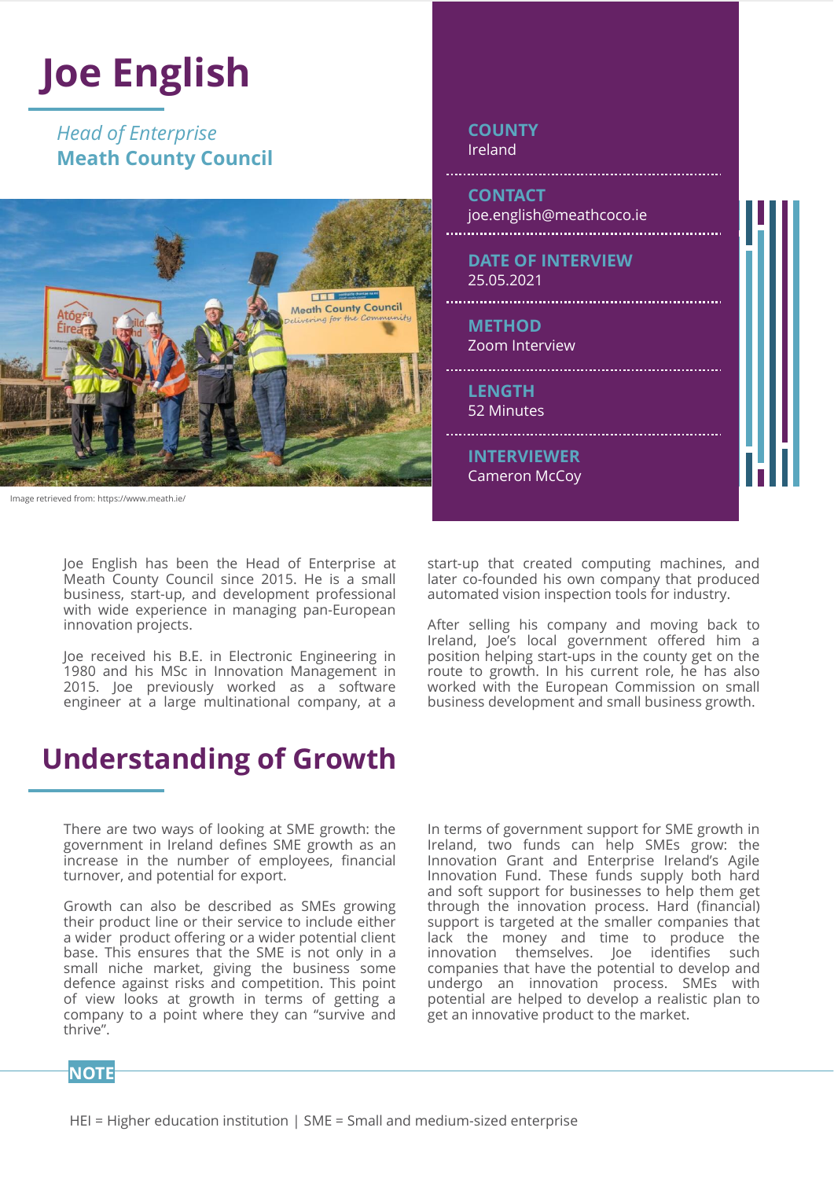# Joe English

*Head of Enterprise*
**Meath County Council**

Image retrieved from: https://www.meath.ie/

**COUNTY**
Ireland

**CONTACT**
joe.english@meathcoco.ie

**DATE OF INTERVIEW**
25.05.2021

**METHOD**
Zoom Interview

**LENGTH**
52 Minutes

**INTERVIEWER**
Cameron McCoy

Joe English has been the Head of Enterprise at Meath County Council since 2015. He is a small business, start-up, and development professional with wide experience in managing pan-European innovation projects.

Joe received his B.E. in Electronic Engineering in 1980 and his MSc in Innovation Management in 2015. Joe previously worked as a software engineer at a large multinational company, at a start-up that created computing machines, and later co-founded his own company that produced automated vision inspection tools for industry.

After selling his company and moving back to Ireland, Joe's local government offered him a position helping start-ups in the county get on the route to growth. In his current role, he has also worked with the European Commission on small business development and small business growth.

## Understanding of Growth

There are two ways of looking at SME growth: the government in Ireland defines SME growth as an increase in the number of employees, financial turnover, and potential for export.

Growth can also be described as SMEs growing their product line or their service to include either a wider product offering or a wider potential client base. This ensures that the SME is not only in a small niche market, giving the business some defence against risks and competition. This point of view looks at growth in terms of getting a company to a point where they can "survive and thrive".

In terms of government support for SME growth in Ireland, two funds can help SMEs grow: the Innovation Grant and Enterprise Ireland's Agile Innovation Fund. These funds supply both hard and soft support for businesses to help them get through the innovation process. Hard (financial) support is targeted at the smaller companies that lack the money and time to produce the innovation themselves. Joe identifies such companies that have the potential to develop and undergo an innovation process. SMEs with potential are helped to develop a realistic plan to get an innovative product to the market.

**NOTE**

HEI = Higher education institution | SME = Small and medium-sized enterprise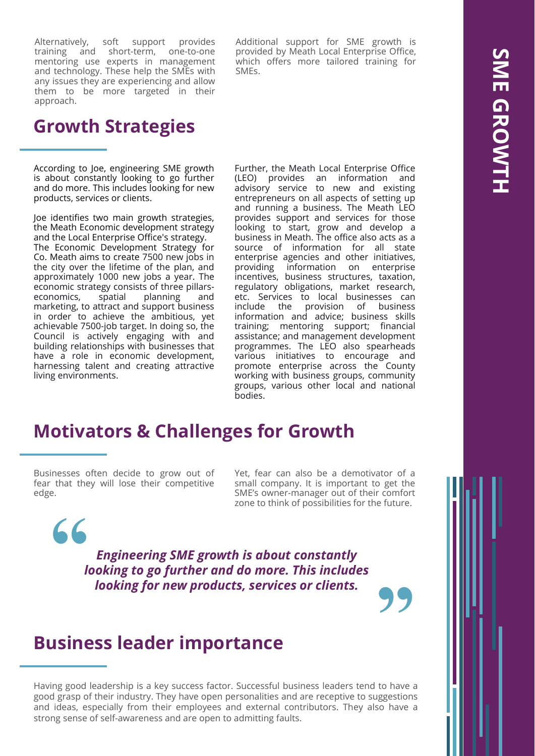Alternatively, soft support provides training and short-term, one-to-one mentoring use experts in management and technology. These help the SMEs with any issues they are experiencing and allow them to be more targeted in their approach.

Additional support for SME growth is provided by Meath Local Enterprise Office, which offers more tailored training for SMEs.

## Growth Strategies

According to Joe, engineering SME growth is about constantly looking to go further and do more. This includes looking for new products, services or clients.

Joe identifies two main growth strategies, the Meath Economic development strategy and the Local Enterprise Office's strategy.
The Economic Development Strategy for Co. Meath aims to create 7500 new jobs in the city over the lifetime of the plan, and approximately 1000 new jobs a year. The economic strategy consists of three pillars- economics, spatial planning and marketing, to attract and support business in order to achieve the ambitious, yet achievable 7500-job target. In doing so, the Council is actively engaging with and building relationships with businesses that have a role in economic development, harnessing talent and creating attractive living environments.

Further, the Meath Local Enterprise Office (LEO) provides an information and advisory service to new and existing entrepreneurs on all aspects of setting up and running a business. The Meath LEO provides support and services for those looking to start, grow and develop a business in Meath. The office also acts as a source of information for all state enterprise agencies and other initiatives, providing information on enterprise incentives, business structures, taxation, regulatory obligations, market research, etc. Services to local businesses can include the provision of business information and advice; business skills training; mentoring support; financial assistance; and management development programmes. The LEO also spearheads various initiatives to encourage and promote enterprise across the County working with business groups, community groups, various other local and national bodies.

## Motivators & Challenges for Growth

Businesses often decide to grow out of fear that they will lose their competitive edge.

Yet, fear can also be a demotivator of a small company. It is important to get the SME's owner-manager out of their comfort zone to think of possibilities for the future.

> ***Engineering SME growth is about constantly looking to go further and do more. This includes looking for new products, services or clients.***

## Business leader importance

Having good leadership is a key success factor. Successful business leaders tend to have a good grasp of their industry. They have open personalities and are receptive to suggestions and ideas, especially from their employees and external contributors. They also have a strong sense of self-awareness and are open to admitting faults.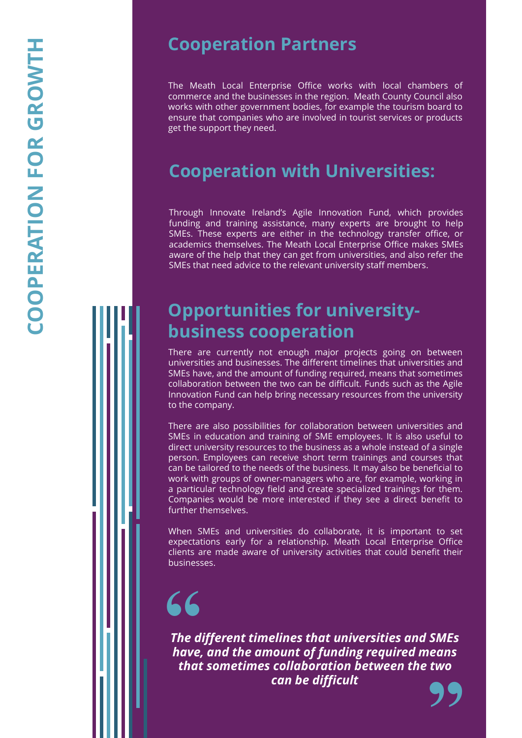## Cooperation Partners

The Meath Local Enterprise Office works with local chambers of commerce and the businesses in the region. Meath County Council also works with other government bodies, for example the tourism board to ensure that companies who are involved in tourist services or products get the support they need.

## Cooperation with Universities:

Through Innovate Ireland's Agile Innovation Fund, which provides funding and training assistance, many experts are brought to help SMEs. These experts are either in the technology transfer office, or academics themselves. The Meath Local Enterprise Office makes SMEs aware of the help that they can get from universities, and also refer the SMEs that need advice to the relevant university staff members.

## Opportunities for university-business cooperation

There are currently not enough major projects going on between universities and businesses. The different timelines that universities and SMEs have, and the amount of funding required, means that sometimes collaboration between the two can be difficult. Funds such as the Agile Innovation Fund can help bring necessary resources from the university to the company.

There are also possibilities for collaboration between universities and SMEs in education and training of SME employees. It is also useful to direct university resources to the business as a whole instead of a single person. Employees can receive short term trainings and courses that can be tailored to the needs of the business. It may also be beneficial to work with groups of owner-managers who are, for example, working in a particular technology field and create specialized trainings for them. Companies would be more interested if they see a direct benefit to further themselves.

When SMEs and universities do collaborate, it is important to set expectations early for a relationship. Meath Local Enterprise Office clients are made aware of university activities that could benefit their businesses.

> ***The different timelines that universities and SMEs have, and the amount of funding required means that sometimes collaboration between the two can be difficult***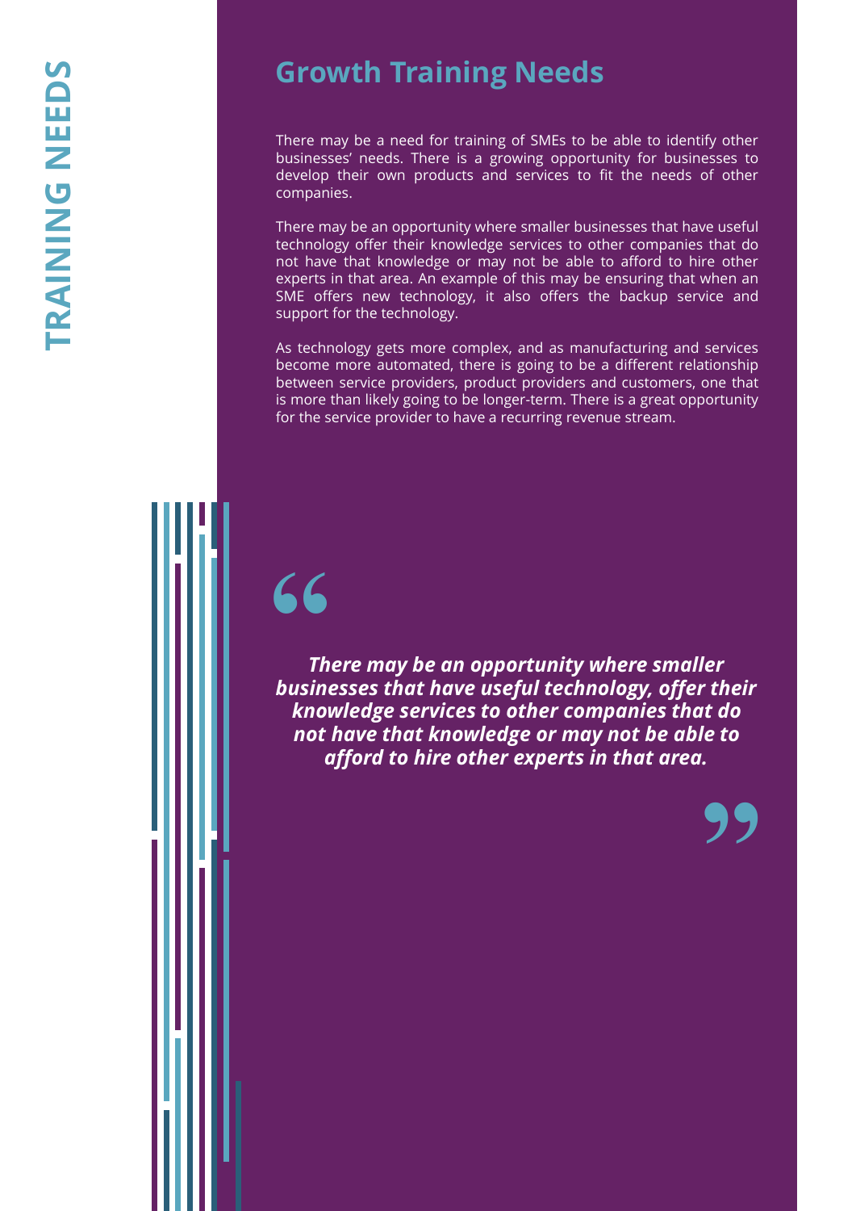## Growth Training Needs

There may be a need for training of SMEs to be able to identify other businesses' needs. There is a growing opportunity for businesses to develop their own products and services to fit the needs of other companies.

There may be an opportunity where smaller businesses that have useful technology offer their knowledge services to other companies that do not have that knowledge or may not be able to afford to hire other experts in that area. An example of this may be ensuring that when an SME offers new technology, it also offers the backup service and support for the technology.

As technology gets more complex, and as manufacturing and services become more automated, there is going to be a different relationship between service providers, product providers and customers, one that is more than likely going to be longer-term. There is a great opportunity for the service provider to have a recurring revenue stream.

> ***There may be an opportunity where smaller businesses that have useful technology, offer their knowledge services to other companies that do not have that knowledge or may not be able to afford to hire other experts in that area.***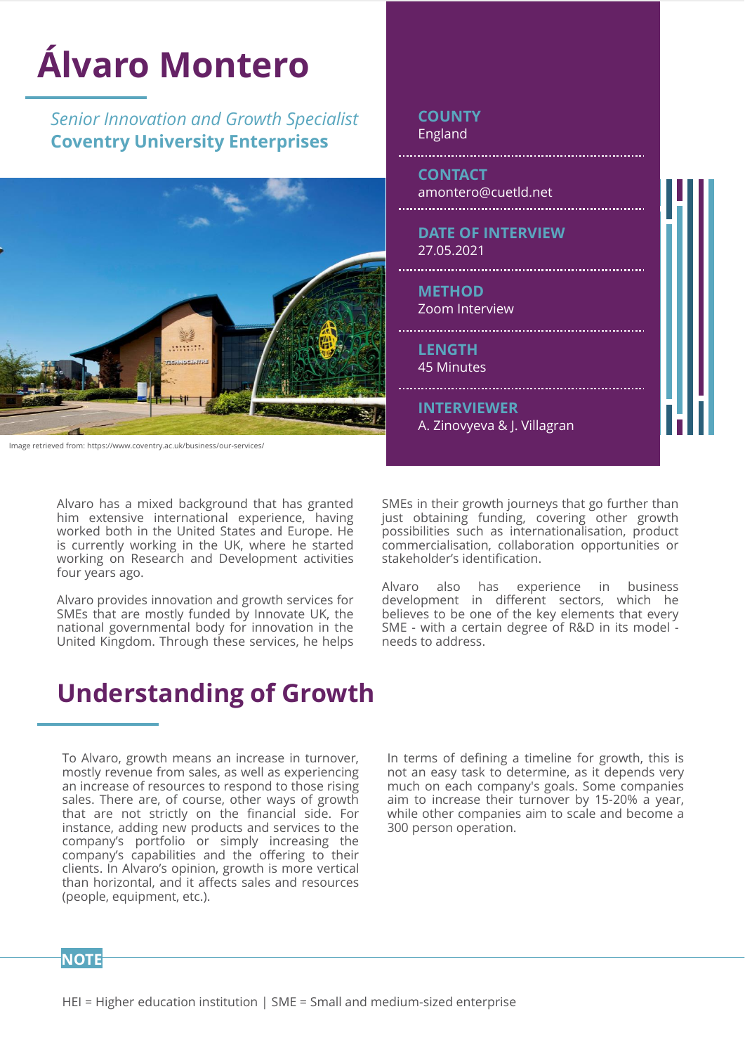# Álvaro Montero

*Senior Innovation and Growth Specialist*
**Coventry University Enterprises**

Image retrieved from: https://www.coventry.ac.uk/business/our-services/

**COUNTY**
England

**CONTACT**
amontero@cuetld.net

**DATE OF INTERVIEW**
27.05.2021

**METHOD**
Zoom Interview

**LENGTH**
45 Minutes

**INTERVIEWER**
A. Zinovyeva & J. Villagran

Alvaro has a mixed background that has granted him extensive international experience, having worked both in the United States and Europe. He is currently working in the UK, where he started working on Research and Development activities four years ago.

Alvaro provides innovation and growth services for SMEs that are mostly funded by Innovate UK, the national governmental body for innovation in the United Kingdom. Through these services, he helps SMEs in their growth journeys that go further than just obtaining funding, covering other growth possibilities such as internationalisation, product commercialisation, collaboration opportunities or stakeholder's identification.

Alvaro also has experience in business development in different sectors, which he believes to be one of the key elements that every SME - with a certain degree of R&D in its model - needs to address.

## Understanding of Growth

To Alvaro, growth means an increase in turnover, mostly revenue from sales, as well as experiencing an increase of resources to respond to those rising sales. There are, of course, other ways of growth that are not strictly on the financial side. For instance, adding new products and services to the company's portfolio or simply increasing the company's capabilities and the offering to their clients. In Alvaro's opinion, growth is more vertical than horizontal, and it affects sales and resources (people, equipment, etc.).

In terms of defining a timeline for growth, this is not an easy task to determine, as it depends very much on each company's goals. Some companies aim to increase their turnover by 15-20% a year, while other companies aim to scale and become a 300 person operation.

**NOTE**

HEI = Higher education institution | SME = Small and medium-sized enterprise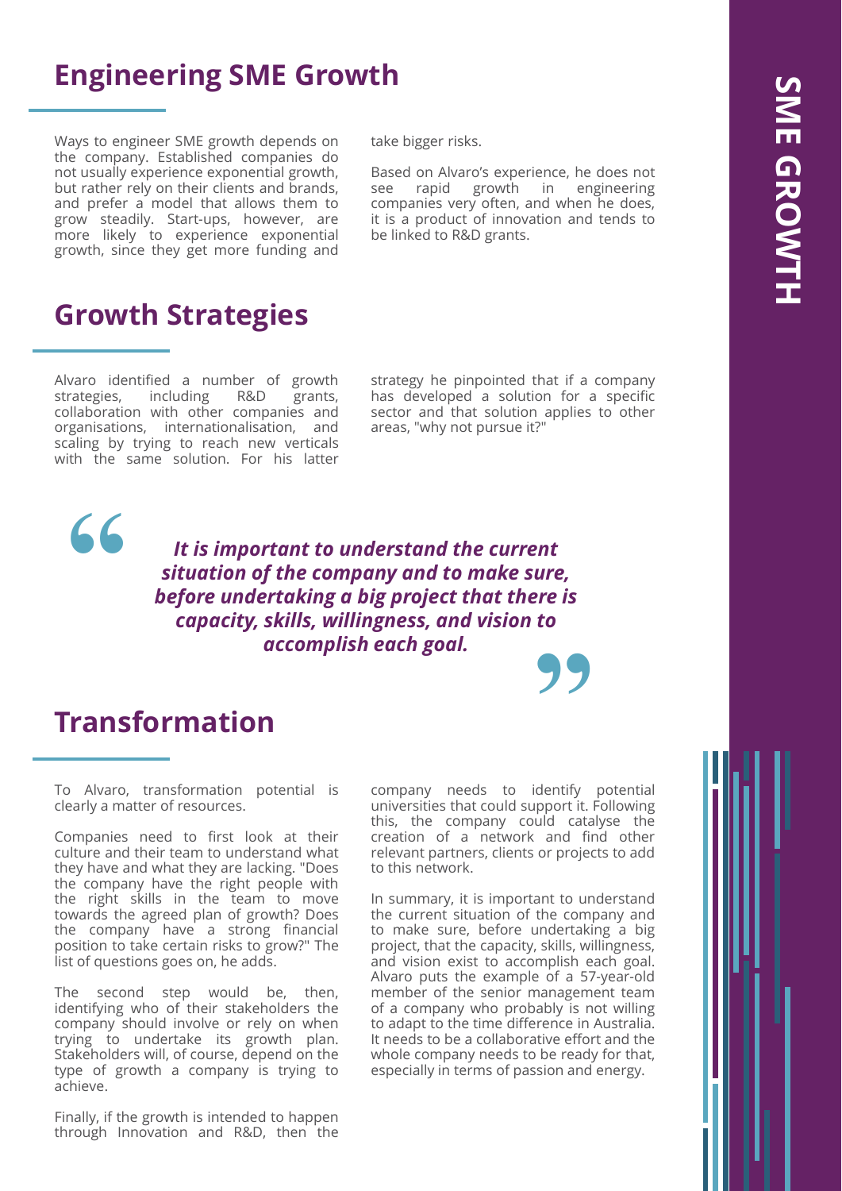## Engineering SME Growth

Ways to engineer SME growth depends on the company. Established companies do not usually experience exponential growth, but rather rely on their clients and brands, and prefer a model that allows them to grow steadily. Start-ups, however, are more likely to experience exponential growth, since they get more funding and take bigger risks.

Based on Alvaro's experience, he does not see rapid growth in engineering companies very often, and when he does, it is a product of innovation and tends to be linked to R&D grants.

## Growth Strategies

Alvaro identified a number of growth strategies, including R&D grants, collaboration with other companies and organisations, internationalisation, and scaling by trying to reach new verticals with the same solution. For his latter strategy he pinpointed that if a company has developed a solution for a specific sector and that solution applies to other areas, "why not pursue it?"

> ***It is important to understand the current situation of the company and to make sure, before undertaking a big project that there is capacity, skills, willingness, and vision to accomplish each goal.***

## Transformation

To Alvaro, transformation potential is clearly a matter of resources.

Companies need to first look at their culture and their team to understand what they have and what they are lacking. "Does the company have the right people with the right skills in the team to move towards the agreed plan of growth? Does the company have a strong financial position to take certain risks to grow?" The list of questions goes on, he adds.

The second step would be, then, identifying who of their stakeholders the company should involve or rely on when trying to undertake its growth plan. Stakeholders will, of course, depend on the type of growth a company is trying to achieve.

Finally, if the growth is intended to happen through Innovation and R&D, then the company needs to identify potential universities that could support it. Following this, the company could catalyse the creation of a network and find other relevant partners, clients or projects to add to this network.

In summary, it is important to understand the current situation of the company and to make sure, before undertaking a big project, that the capacity, skills, willingness, and vision exist to accomplish each goal. Alvaro puts the example of a 57-year-old member of the senior management team of a company who probably is not willing to adapt to the time difference in Australia. It needs to be a collaborative effort and the whole company needs to be ready for that, especially in terms of passion and energy.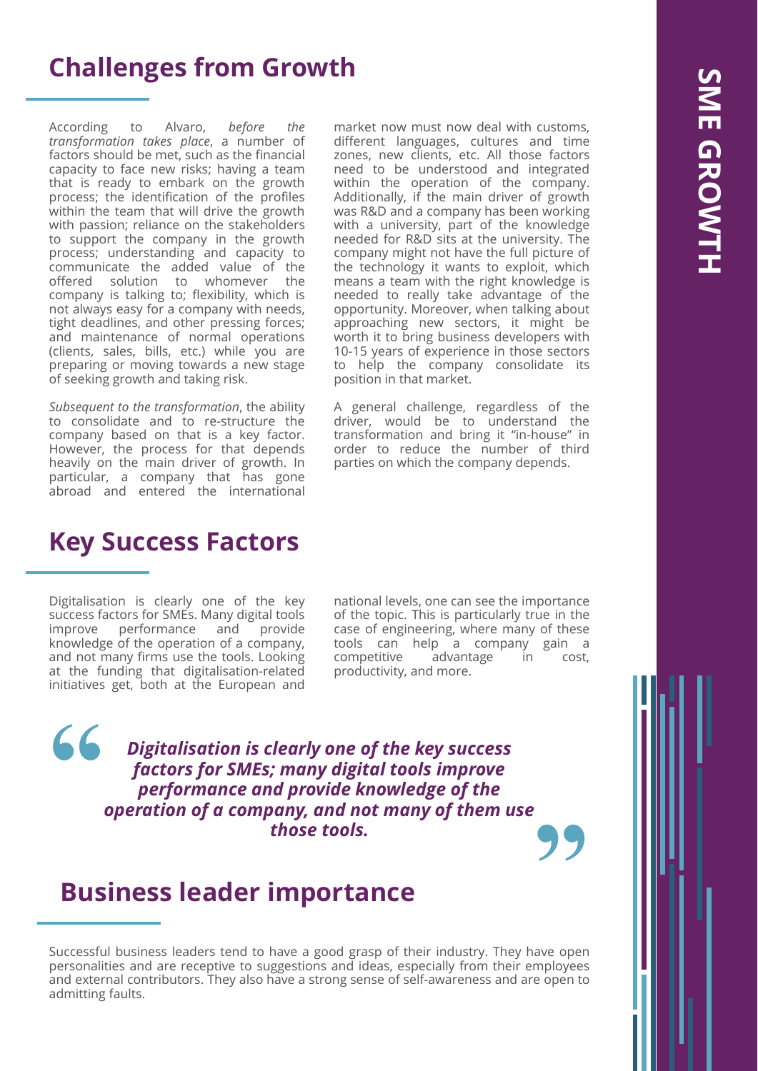## Challenges from Growth

According to Alvaro, *before the transformation takes place*, a number of factors should be met, such as the financial capacity to face new risks; having a team that is ready to embark on the growth process; the identification of the profiles within the team that will drive the growth with passion; reliance on the stakeholders to support the company in the growth process; understanding and capacity to communicate the added value of the offered solution to whomever the company is talking to; flexibility, which is not always easy for a company with needs, tight deadlines, and other pressing forces; and maintenance of normal operations (clients, sales, bills, etc.) while you are preparing or moving towards a new stage of seeking growth and taking risk.

*Subsequent to the transformation*, the ability to consolidate and to re-structure the company based on that is a key factor. However, the process for that depends heavily on the main driver of growth. In particular, a company that has gone abroad and entered the international market now must now deal with customs, different languages, cultures and time zones, new clients, etc. All those factors need to be understood and integrated within the operation of the company. Additionally, if the main driver of growth was R&D and a company has been working with a university, part of the knowledge needed for R&D sits at the university. The company might not have the full picture of the technology it wants to exploit, which means a team with the right knowledge is needed to really take advantage of the opportunity. Moreover, when talking about approaching new sectors, it might be worth it to bring business developers with 10-15 years of experience in those sectors to help the company consolidate its position in that market.

A general challenge, regardless of the driver, would be to understand the transformation and bring it "in-house" in order to reduce the number of third parties on which the company depends.

## Key Success Factors

Digitalisation is clearly one of the key success factors for SMEs. Many digital tools improve performance and provide knowledge of the operation of a company, and not many firms use the tools. Looking at the funding that digitalisation-related initiatives get, both at the European and national levels, one can see the importance of the topic. This is particularly true in the case of engineering, where many of these tools can help a company gain a competitive advantage in cost, productivity, and more.

> ***Digitalisation is clearly one of the key success factors for SMEs; many digital tools improve performance and provide knowledge of the operation of a company, and not many of them use those tools.***

## Business leader importance

Successful business leaders tend to have a good grasp of their industry. They have open personalities and are receptive to suggestions and ideas, especially from their employees and external contributors. They also have a strong sense of self-awareness and are open to admitting faults.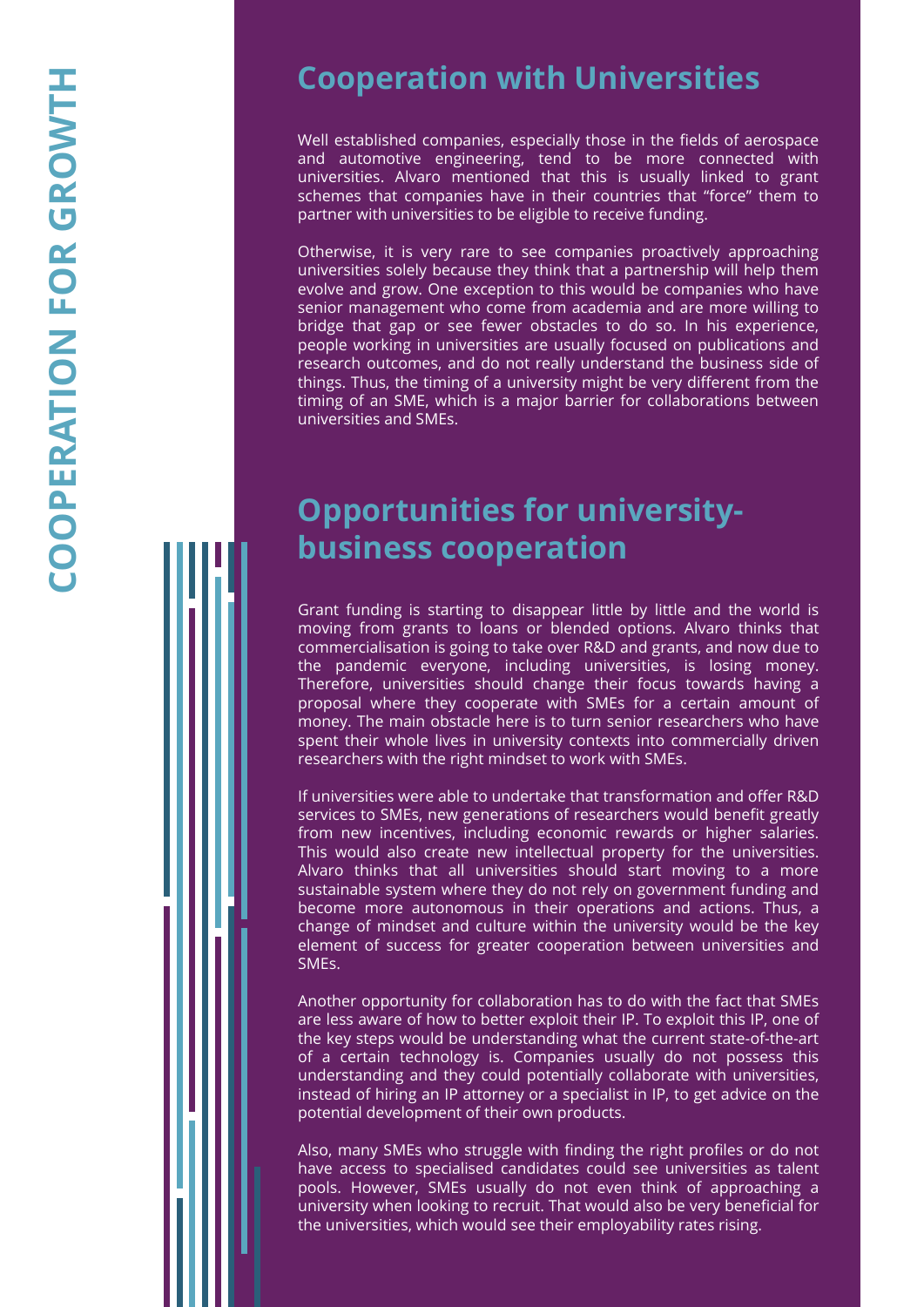## Cooperation with Universities

Well established companies, especially those in the fields of aerospace and automotive engineering, tend to be more connected with universities. Alvaro mentioned that this is usually linked to grant schemes that companies have in their countries that “force” them to partner with universities to be eligible to receive funding.

Otherwise, it is very rare to see companies proactively approaching universities solely because they think that a partnership will help them evolve and grow. One exception to this would be companies who have senior management who come from academia and are more willing to bridge that gap or see fewer obstacles to do so. In his experience, people working in universities are usually focused on publications and research outcomes, and do not really understand the business side of things. Thus, the timing of a university might be very different from the timing of an SME, which is a major barrier for collaborations between universities and SMEs.

## Opportunities for university-business cooperation

Grant funding is starting to disappear little by little and the world is moving from grants to loans or blended options. Alvaro thinks that commercialisation is going to take over R&D and grants, and now due to the pandemic everyone, including universities, is losing money. Therefore, universities should change their focus towards having a proposal where they cooperate with SMEs for a certain amount of money. The main obstacle here is to turn senior researchers who have spent their whole lives in university contexts into commercially driven researchers with the right mindset to work with SMEs.

If universities were able to undertake that transformation and offer R&D services to SMEs, new generations of researchers would benefit greatly from new incentives, including economic rewards or higher salaries. This would also create new intellectual property for the universities. Alvaro thinks that all universities should start moving to a more sustainable system where they do not rely on government funding and become more autonomous in their operations and actions. Thus, a change of mindset and culture within the university would be the key element of success for greater cooperation between universities and SMEs.

Another opportunity for collaboration has to do with the fact that SMEs are less aware of how to better exploit their IP. To exploit this IP, one of the key steps would be understanding what the current state-of-the-art of a certain technology is. Companies usually do not possess this understanding and they could potentially collaborate with universities, instead of hiring an IP attorney or a specialist in IP, to get advice on the potential development of their own products.

Also, many SMEs who struggle with finding the right profiles or do not have access to specialised candidates could see universities as talent pools. However, SMEs usually do not even think of approaching a university when looking to recruit. That would also be very beneficial for the universities, which would see their employability rates rising.